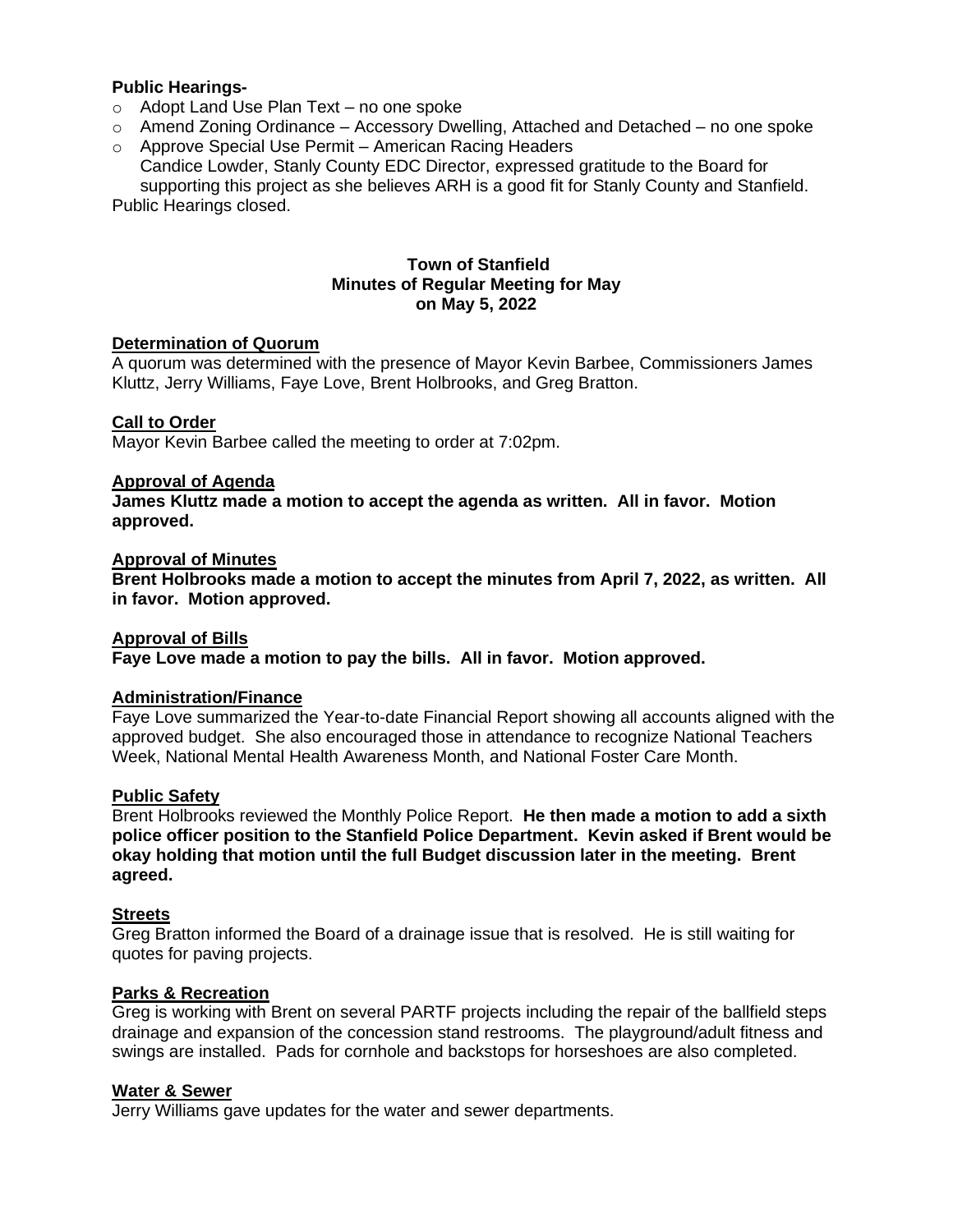**Public Hearings-**

- Adopt Land Use Plan Text – no one spoke
- Amend Zoning Ordinance – Accessory Dwelling, Attached and Detached – no one spoke
- Approve Special Use Permit – American Racing Headers
  Candice Lowder, Stanly County EDC Director, expressed gratitude to the Board for supporting this project as she believes ARH is a good fit for Stanly County and Stanfield.

Public Hearings closed.

**Town of Stanfield**
**Minutes of Regular Meeting for May**
**on May 5, 2022**

**Determination of Quorum**

A quorum was determined with the presence of Mayor Kevin Barbee, Commissioners James Kluttz, Jerry Williams, Faye Love, Brent Holbrooks, and Greg Bratton.

**Call to Order**

Mayor Kevin Barbee called the meeting to order at 7:02pm.

**Approval of Agenda**

**James Kluttz made a motion to accept the agenda as written. All in favor. Motion approved.**

**Approval of Minutes**

**Brent Holbrooks made a motion to accept the minutes from April 7, 2022, as written. All in favor. Motion approved.**

**Approval of Bills**

**Faye Love made a motion to pay the bills. All in favor. Motion approved.**

**Administration/Finance**

Faye Love summarized the Year-to-date Financial Report showing all accounts aligned with the approved budget. She also encouraged those in attendance to recognize National Teachers Week, National Mental Health Awareness Month, and National Foster Care Month.

**Public Safety**

Brent Holbrooks reviewed the Monthly Police Report. **He then made a motion to add a sixth police officer position to the Stanfield Police Department. Kevin asked if Brent would be okay holding that motion until the full Budget discussion later in the meeting. Brent agreed.**

**Streets**

Greg Bratton informed the Board of a drainage issue that is resolved. He is still waiting for quotes for paving projects.

**Parks & Recreation**

Greg is working with Brent on several PARTF projects including the repair of the ballfield steps drainage and expansion of the concession stand restrooms. The playground/adult fitness and swings are installed. Pads for cornhole and backstops for horseshoes are also completed.

**Water & Sewer**

Jerry Williams gave updates for the water and sewer departments.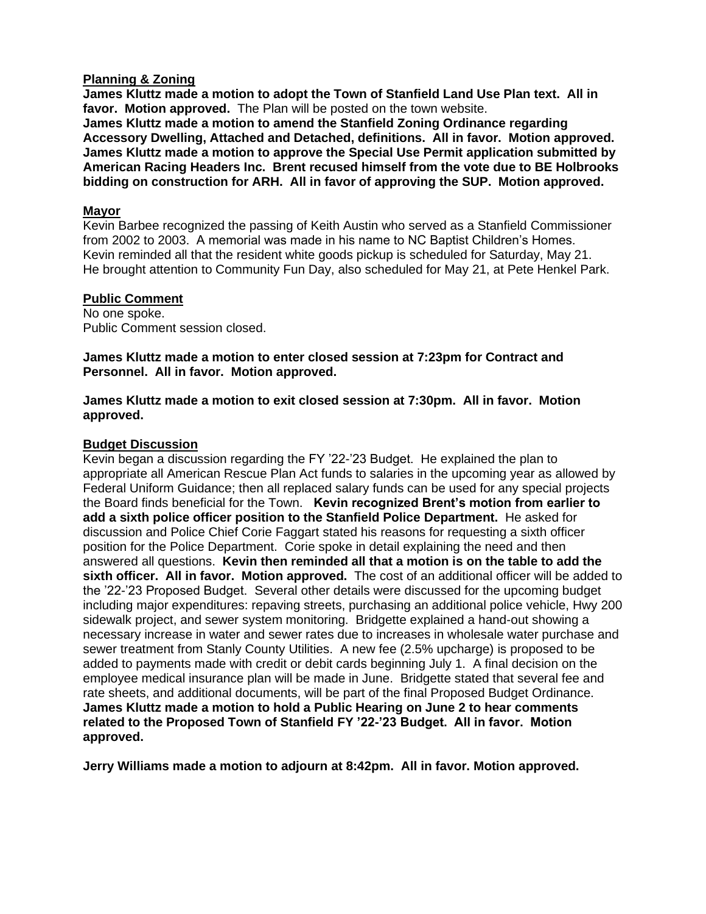**Planning & Zoning**

**James Kluttz made a motion to adopt the Town of Stanfield Land Use Plan text. All in favor. Motion approved.** The Plan will be posted on the town website.
**James Kluttz made a motion to amend the Stanfield Zoning Ordinance regarding Accessory Dwelling, Attached and Detached, definitions. All in favor. Motion approved.**
**James Kluttz made a motion to approve the Special Use Permit application submitted by American Racing Headers Inc. Brent recused himself from the vote due to BE Holbrooks bidding on construction for ARH. All in favor of approving the SUP. Motion approved.**

**Mayor**

Kevin Barbee recognized the passing of Keith Austin who served as a Stanfield Commissioner from 2002 to 2003. A memorial was made in his name to NC Baptist Children's Homes.
Kevin reminded all that the resident white goods pickup is scheduled for Saturday, May 21.
He brought attention to Community Fun Day, also scheduled for May 21, at Pete Henkel Park.

**Public Comment**

No one spoke.
Public Comment session closed.

**James Kluttz made a motion to enter closed session at 7:23pm for Contract and Personnel. All in favor. Motion approved.**

**James Kluttz made a motion to exit closed session at 7:30pm. All in favor. Motion approved.**

**Budget Discussion**

Kevin began a discussion regarding the FY '22-'23 Budget. He explained the plan to appropriate all American Rescue Plan Act funds to salaries in the upcoming year as allowed by Federal Uniform Guidance; then all replaced salary funds can be used for any special projects the Board finds beneficial for the Town. **Kevin recognized Brent's motion from earlier to add a sixth police officer position to the Stanfield Police Department.** He asked for discussion and Police Chief Corie Faggart stated his reasons for requesting a sixth officer position for the Police Department. Corie spoke in detail explaining the need and then answered all questions. **Kevin then reminded all that a motion is on the table to add the sixth officer. All in favor. Motion approved.** The cost of an additional officer will be added to the '22-'23 Proposed Budget. Several other details were discussed for the upcoming budget including major expenditures: repaving streets, purchasing an additional police vehicle, Hwy 200 sidewalk project, and sewer system monitoring. Bridgette explained a hand-out showing a necessary increase in water and sewer rates due to increases in wholesale water purchase and sewer treatment from Stanly County Utilities. A new fee (2.5% upcharge) is proposed to be added to payments made with credit or debit cards beginning July 1. A final decision on the employee medical insurance plan will be made in June. Bridgette stated that several fee and rate sheets, and additional documents, will be part of the final Proposed Budget Ordinance.
**James Kluttz made a motion to hold a Public Hearing on June 2 to hear comments related to the Proposed Town of Stanfield FY '22-'23 Budget. All in favor. Motion approved.**

**Jerry Williams made a motion to adjourn at 8:42pm. All in favor. Motion approved.**